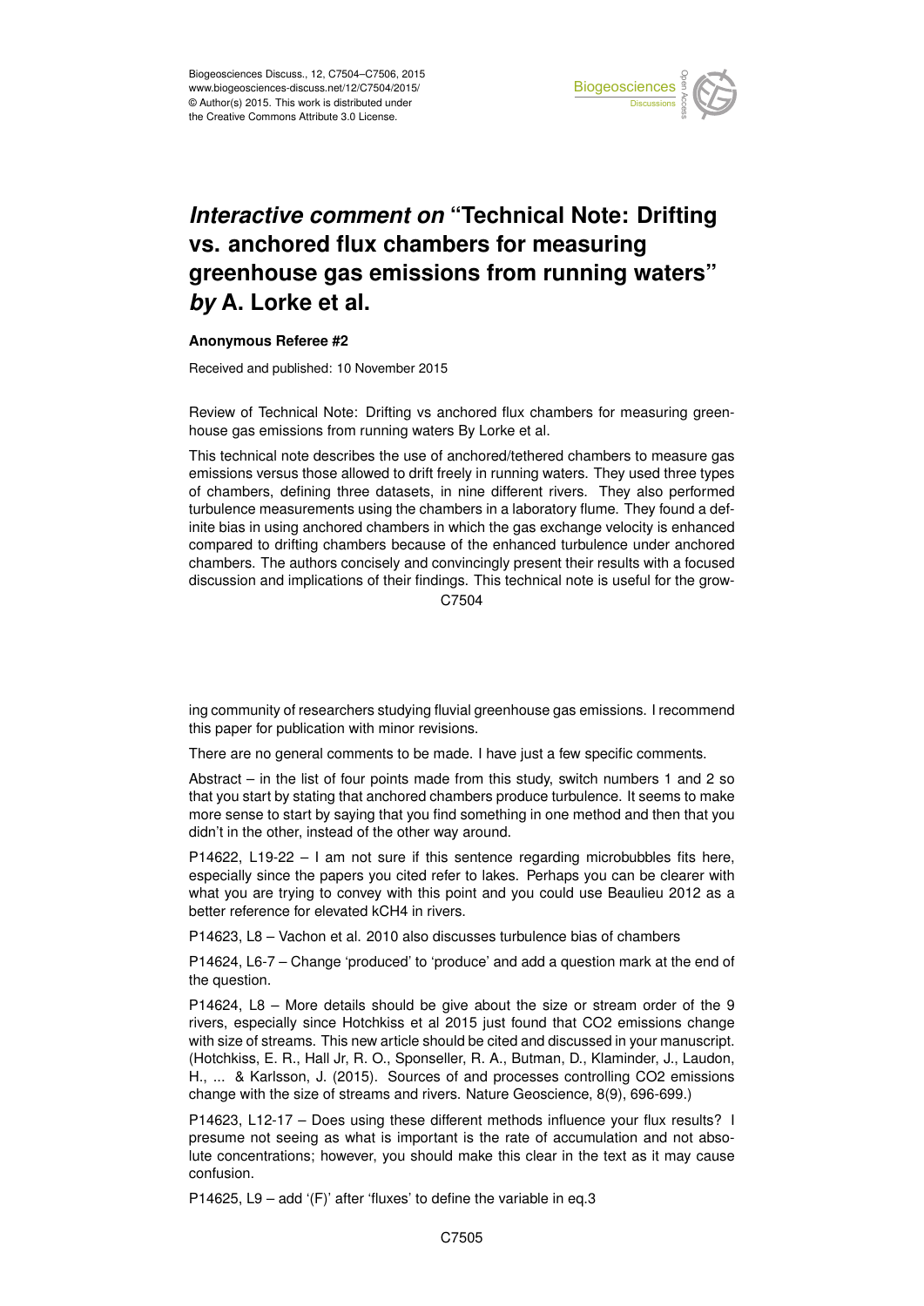# *Interactive comment on* "Technical Note: Drifting vs. anchored flux chambers for measuring greenhouse gas emissions from running waters" *by* A. Lorke et al.

**Anonymous Referee #2**

Received and published: 10 November 2015

Review of Technical Note: Drifting vs anchored flux chambers for measuring greenhouse gas emissions from running waters By Lorke et al.

This technical note describes the use of anchored/tethered chambers to measure gas emissions versus those allowed to drift freely in running waters. They used three types of chambers, defining three datasets, in nine different rivers. They also performed turbulence measurements using the chambers in a laboratory flume. They found a definite bias in using anchored chambers in which the gas exchange velocity is enhanced compared to drifting chambers because of the enhanced turbulence under anchored chambers. The authors concisely and convincingly present their results with a focused discussion and implications of their findings. This technical note is useful for the growing community of researchers studying fluvial greenhouse gas emissions. I recommend this paper for publication with minor revisions.

There are no general comments to be made. I have just a few specific comments.

Abstract – in the list of four points made from this study, switch numbers 1 and 2 so that you start by stating that anchored chambers produce turbulence. It seems to make more sense to start by saying that you find something in one method and then that you didn't in the other, instead of the other way around.

P14622, L19-22 – I am not sure if this sentence regarding microbubbles fits here, especially since the papers you cited refer to lakes. Perhaps you can be clearer with what you are trying to convey with this point and you could use Beaulieu 2012 as a better reference for elevated $k_{CH4}$ in rivers.

P14623, L8 – Vachon et al. 2010 also discusses turbulence bias of chambers

P14624, L6-7 – Change 'produced' to 'produce' and add a question mark at the end of the question.

P14624, L8 – More details should be give about the size or stream order of the 9 rivers, especially since Hotchkiss et al 2015 just found that $CO_2$ emissions change with size of streams. This new article should be cited and discussed in your manuscript. (Hotchkiss, E. R., Hall Jr, R. O., Sponseller, R. A., Butman, D., Klaminder, J., Laudon, H., ... & Karlsson, J. (2015). Sources of and processes controlling CO2 emissions change with the size of streams and rivers. Nature Geoscience, 8(9), 696-699.)

P14623, L12-17 – Does using these different methods influence your flux results? I presume not seeing as what is important is the rate of accumulation and not absolute concentrations; however, you should make this clear in the text as it may cause confusion.

P14625, L9 – add '(F)' after 'fluxes' to define the variable in eq.3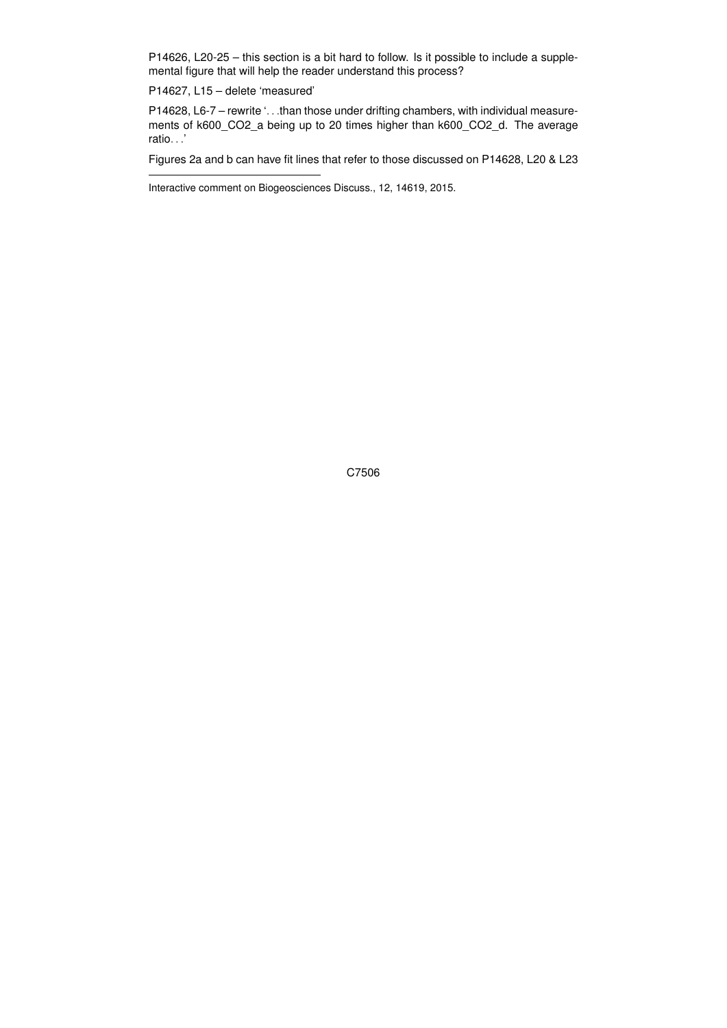P14626, L20-25 – this section is a bit hard to follow. Is it possible to include a supplemental figure that will help the reader understand this process?

P14627, L15 – delete 'measured'

P14628, L6-7 – rewrite '. . .than those under drifting chambers, with individual measurements of $k600\_CO2\_a$ being up to 20 times higher than $k600\_CO2\_d$. The average ratio. . .'

Figures 2a and b can have fit lines that refer to those discussed on P14628, L20 & L23

---

Interactive comment on Biogeosciences Discuss., 12, 14619, 2015.